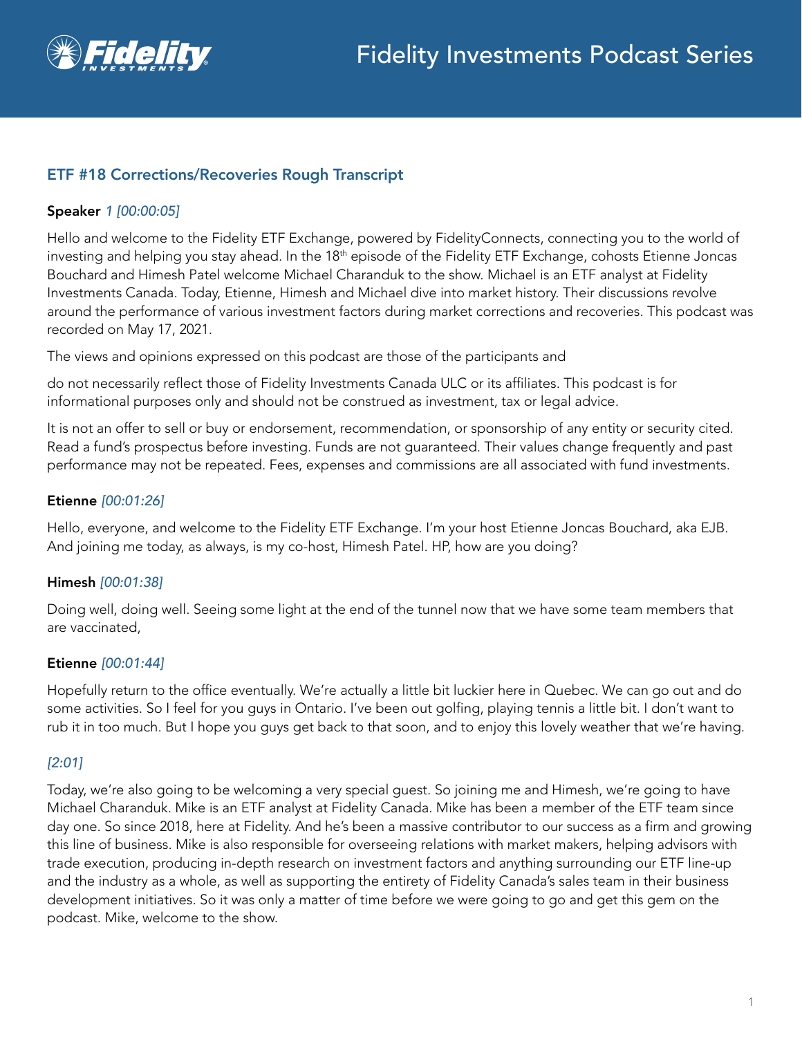## ETF #18 Corrections/Recoveries Rough Transcript

**Speaker** *1 [00:00:05]*

Hello and welcome to the Fidelity ETF Exchange, powered by FidelityConnects, connecting you to the world of investing and helping you stay ahead. In the 18th episode of the Fidelity ETF Exchange, cohosts Etienne Joncas Bouchard and Himesh Patel welcome Michael Charanduk to the show. Michael is an ETF analyst at Fidelity Investments Canada. Today, Etienne, Himesh and Michael dive into market history. Their discussions revolve around the performance of various investment factors during market corrections and recoveries. This podcast was recorded on May 17, 2021.

The views and opinions expressed on this podcast are those of the participants and

do not necessarily reflect those of Fidelity Investments Canada ULC or its affiliates. This podcast is for informational purposes only and should not be construed as investment, tax or legal advice.

It is not an offer to sell or buy or endorsement, recommendation, or sponsorship of any entity or security cited. Read a fund's prospectus before investing. Funds are not guaranteed. Their values change frequently and past performance may not be repeated. Fees, expenses and commissions are all associated with fund investments.

**Etienne** *[00:01:26]*

Hello, everyone, and welcome to the Fidelity ETF Exchange. I'm your host Etienne Joncas Bouchard, aka EJB. And joining me today, as always, is my co-host, Himesh Patel. HP, how are you doing?

**Himesh** *[00:01:38]*

Doing well, doing well. Seeing some light at the end of the tunnel now that we have some team members that are vaccinated,

**Etienne** *[00:01:44]*

Hopefully return to the office eventually. We're actually a little bit luckier here in Quebec. We can go out and do some activities. So I feel for you guys in Ontario. I've been out golfing, playing tennis a little bit. I don't want to rub it in too much. But I hope you guys get back to that soon, and to enjoy this lovely weather that we're having.

*[2:01]*

Today, we're also going to be welcoming a very special guest. So joining me and Himesh, we're going to have Michael Charanduk. Mike is an ETF analyst at Fidelity Canada. Mike has been a member of the ETF team since day one. So since 2018, here at Fidelity. And he's been a massive contributor to our success as a firm and growing this line of business. Mike is also responsible for overseeing relations with market makers, helping advisors with trade execution, producing in-depth research on investment factors and anything surrounding our ETF line-up and the industry as a whole, as well as supporting the entirety of Fidelity Canada's sales team in their business development initiatives. So it was only a matter of time before we were going to go and get this gem on the podcast. Mike, welcome to the show.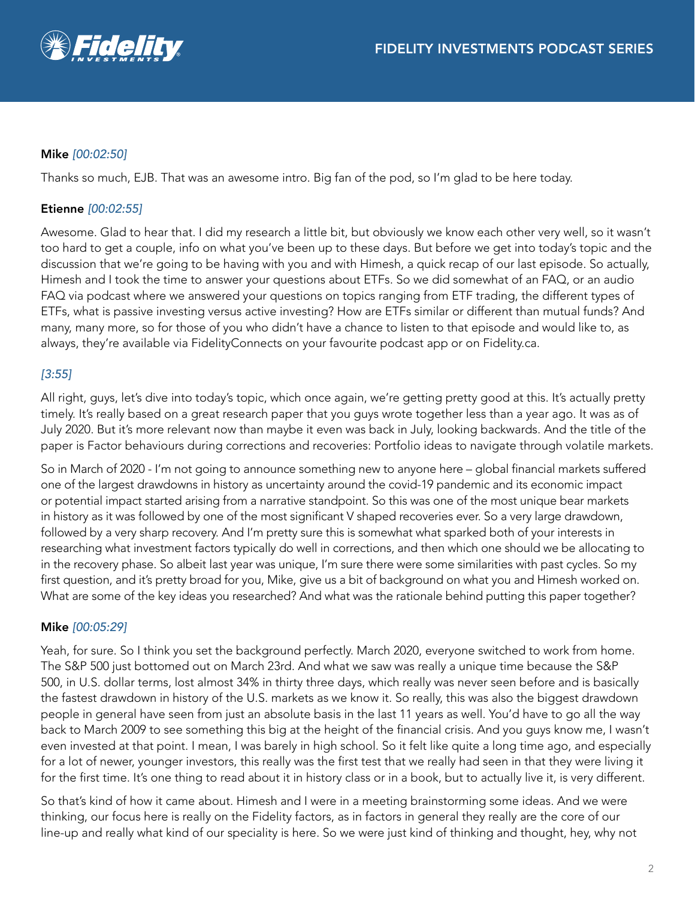**Mike** *[00:02:50]*

Thanks so much, EJB. That was an awesome intro. Big fan of the pod, so I'm glad to be here today.

**Etienne** *[00:02:55]*

Awesome. Glad to hear that. I did my research a little bit, but obviously we know each other very well, so it wasn't too hard to get a couple, info on what you've been up to these days. But before we get into today's topic and the discussion that we're going to be having with you and with Himesh, a quick recap of our last episode. So actually, Himesh and I took the time to answer your questions about ETFs. So we did somewhat of an FAQ, or an audio FAQ via podcast where we answered your questions on topics ranging from ETF trading, the different types of ETFs, what is passive investing versus active investing? How are ETFs similar or different than mutual funds? And many, many more, so for those of you who didn't have a chance to listen to that episode and would like to, as always, they're available via FidelityConnects on your favourite podcast app or on Fidelity.ca.

*[3:55]*

All right, guys, let's dive into today's topic, which once again, we're getting pretty good at this. It's actually pretty timely. It's really based on a great research paper that you guys wrote together less than a year ago. It was as of July 2020. But it's more relevant now than maybe it even was back in July, looking backwards. And the title of the paper is Factor behaviours during corrections and recoveries: Portfolio ideas to navigate through volatile markets.

So in March of 2020 - I'm not going to announce something new to anyone here – global financial markets suffered one of the largest drawdowns in history as uncertainty around the covid-19 pandemic and its economic impact or potential impact started arising from a narrative standpoint. So this was one of the most unique bear markets in history as it was followed by one of the most significant V shaped recoveries ever. So a very large drawdown, followed by a very sharp recovery. And I'm pretty sure this is somewhat what sparked both of your interests in researching what investment factors typically do well in corrections, and then which one should we be allocating to in the recovery phase. So albeit last year was unique, I'm sure there were some similarities with past cycles. So my first question, and it's pretty broad for you, Mike, give us a bit of background on what you and Himesh worked on. What are some of the key ideas you researched? And what was the rationale behind putting this paper together?

**Mike** *[00:05:29]*

Yeah, for sure. So I think you set the background perfectly. March 2020, everyone switched to work from home. The S&P 500 just bottomed out on March 23rd. And what we saw was really a unique time because the S&P 500, in U.S. dollar terms, lost almost 34% in thirty three days, which really was never seen before and is basically the fastest drawdown in history of the U.S. markets as we know it. So really, this was also the biggest drawdown people in general have seen from just an absolute basis in the last 11 years as well. You'd have to go all the way back to March 2009 to see something this big at the height of the financial crisis. And you guys know me, I wasn't even invested at that point. I mean, I was barely in high school. So it felt like quite a long time ago, and especially for a lot of newer, younger investors, this really was the first test that we really had seen in that they were living it for the first time. It's one thing to read about it in history class or in a book, but to actually live it, is very different.

So that's kind of how it came about. Himesh and I were in a meeting brainstorming some ideas. And we were thinking, our focus here is really on the Fidelity factors, as in factors in general they really are the core of our line-up and really what kind of our speciality is here. So we were just kind of thinking and thought, hey, why not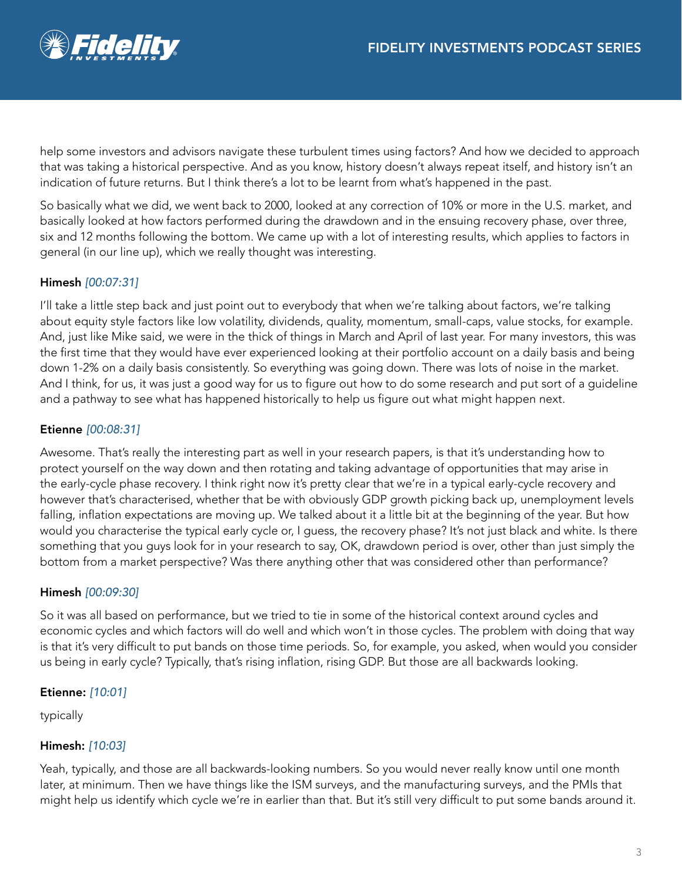help some investors and advisors navigate these turbulent times using factors? And how we decided to approach that was taking a historical perspective. And as you know, history doesn't always repeat itself, and history isn't an indication of future returns. But I think there's a lot to be learnt from what's happened in the past.

So basically what we did, we went back to 2000, looked at any correction of 10% or more in the U.S. market, and basically looked at how factors performed during the drawdown and in the ensuing recovery phase, over three, six and 12 months following the bottom. We came up with a lot of interesting results, which applies to factors in general (in our line up), which we really thought was interesting.

**Himesh** *[00:07:31]*

I'll take a little step back and just point out to everybody that when we're talking about factors, we're talking about equity style factors like low volatility, dividends, quality, momentum, small-caps, value stocks, for example. And, just like Mike said, we were in the thick of things in March and April of last year. For many investors, this was the first time that they would have ever experienced looking at their portfolio account on a daily basis and being down 1-2% on a daily basis consistently. So everything was going down. There was lots of noise in the market. And I think, for us, it was just a good way for us to figure out how to do some research and put sort of a guideline and a pathway to see what has happened historically to help us figure out what might happen next.

**Etienne** *[00:08:31]*

Awesome. That's really the interesting part as well in your research papers, is that it's understanding how to protect yourself on the way down and then rotating and taking advantage of opportunities that may arise in the early-cycle phase recovery. I think right now it's pretty clear that we're in a typical early-cycle recovery and however that's characterised, whether that be with obviously GDP growth picking back up, unemployment levels falling, inflation expectations are moving up. We talked about it a little bit at the beginning of the year. But how would you characterise the typical early cycle or, I guess, the recovery phase? It's not just black and white. Is there something that you guys look for in your research to say, OK, drawdown period is over, other than just simply the bottom from a market perspective? Was there anything other that was considered other than performance?

**Himesh** *[00:09:30]*

So it was all based on performance, but we tried to tie in some of the historical context around cycles and economic cycles and which factors will do well and which won't in those cycles. The problem with doing that way is that it's very difficult to put bands on those time periods. So, for example, you asked, when would you consider us being in early cycle? Typically, that's rising inflation, rising GDP. But those are all backwards looking.

**Etienne:** *[10:01]*

typically

**Himesh:** *[10:03]*

Yeah, typically, and those are all backwards-looking numbers. So you would never really know until one month later, at minimum. Then we have things like the ISM surveys, and the manufacturing surveys, and the PMIs that might help us identify which cycle we're in earlier than that. But it's still very difficult to put some bands around it.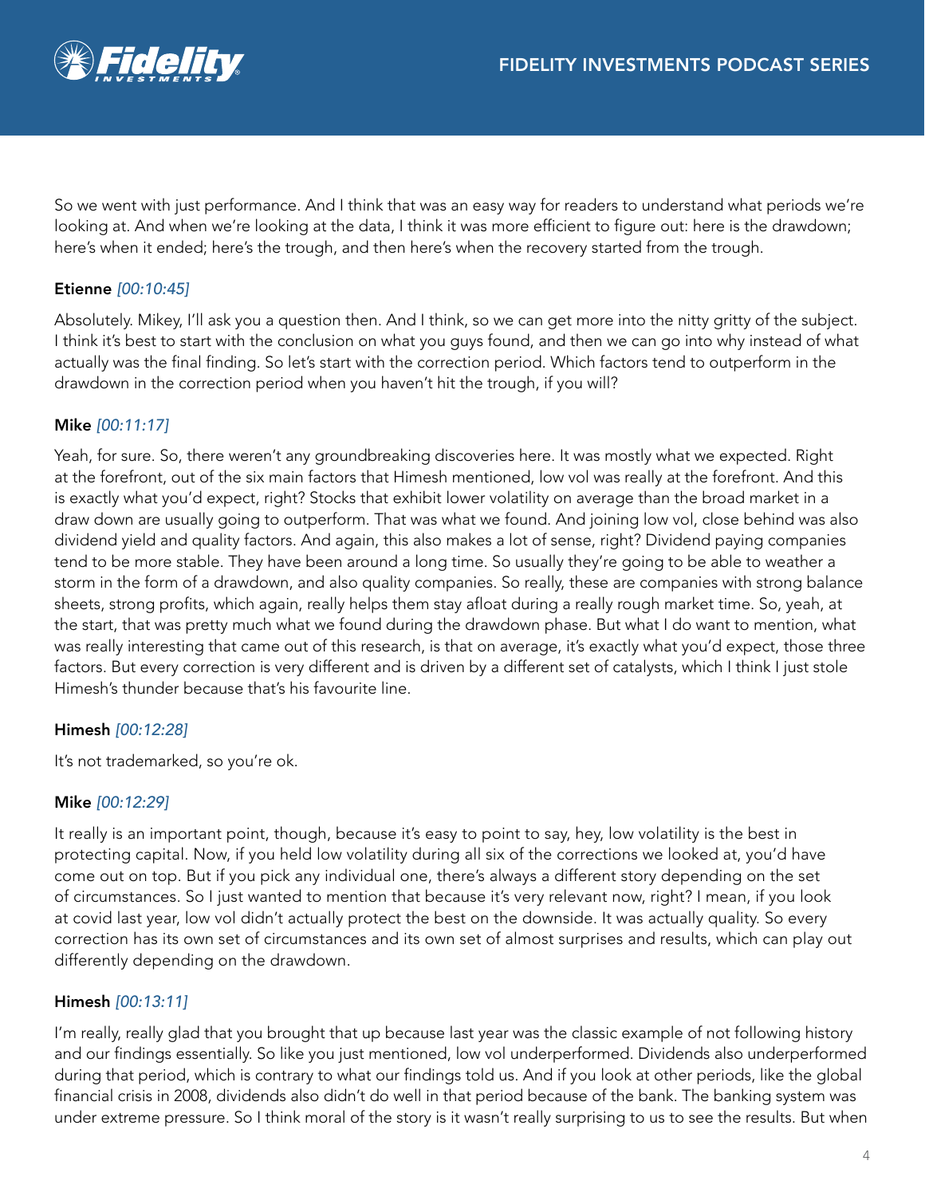So we went with just performance. And I think that was an easy way for readers to understand what periods we're looking at. And when we're looking at the data, I think it was more efficient to figure out: here is the drawdown; here's when it ended; here's the trough, and then here's when the recovery started from the trough.

**Etienne** *[00:10:45]*

Absolutely. Mikey, I'll ask you a question then. And I think, so we can get more into the nitty gritty of the subject. I think it's best to start with the conclusion on what you guys found, and then we can go into why instead of what actually was the final finding. So let's start with the correction period. Which factors tend to outperform in the drawdown in the correction period when you haven't hit the trough, if you will?

**Mike** *[00:11:17]*

Yeah, for sure. So, there weren't any groundbreaking discoveries here. It was mostly what we expected. Right at the forefront, out of the six main factors that Himesh mentioned, low vol was really at the forefront. And this is exactly what you'd expect, right? Stocks that exhibit lower volatility on average than the broad market in a draw down are usually going to outperform. That was what we found. And joining low vol, close behind was also dividend yield and quality factors. And again, this also makes a lot of sense, right? Dividend paying companies tend to be more stable. They have been around a long time. So usually they're going to be able to weather a storm in the form of a drawdown, and also quality companies. So really, these are companies with strong balance sheets, strong profits, which again, really helps them stay afloat during a really rough market time. So, yeah, at the start, that was pretty much what we found during the drawdown phase. But what I do want to mention, what was really interesting that came out of this research, is that on average, it's exactly what you'd expect, those three factors. But every correction is very different and is driven by a different set of catalysts, which I think I just stole Himesh's thunder because that's his favourite line.

**Himesh** *[00:12:28]*

It's not trademarked, so you're ok.

**Mike** *[00:12:29]*

It really is an important point, though, because it's easy to point to say, hey, low volatility is the best in protecting capital. Now, if you held low volatility during all six of the corrections we looked at, you'd have come out on top. But if you pick any individual one, there's always a different story depending on the set of circumstances. So I just wanted to mention that because it's very relevant now, right? I mean, if you look at covid last year, low vol didn't actually protect the best on the downside. It was actually quality. So every correction has its own set of circumstances and its own set of almost surprises and results, which can play out differently depending on the drawdown.

**Himesh** *[00:13:11]*

I'm really, really glad that you brought that up because last year was the classic example of not following history and our findings essentially. So like you just mentioned, low vol underperformed. Dividends also underperformed during that period, which is contrary to what our findings told us. And if you look at other periods, like the global financial crisis in 2008, dividends also didn't do well in that period because of the bank. The banking system was under extreme pressure. So I think moral of the story is it wasn't really surprising to us to see the results. But when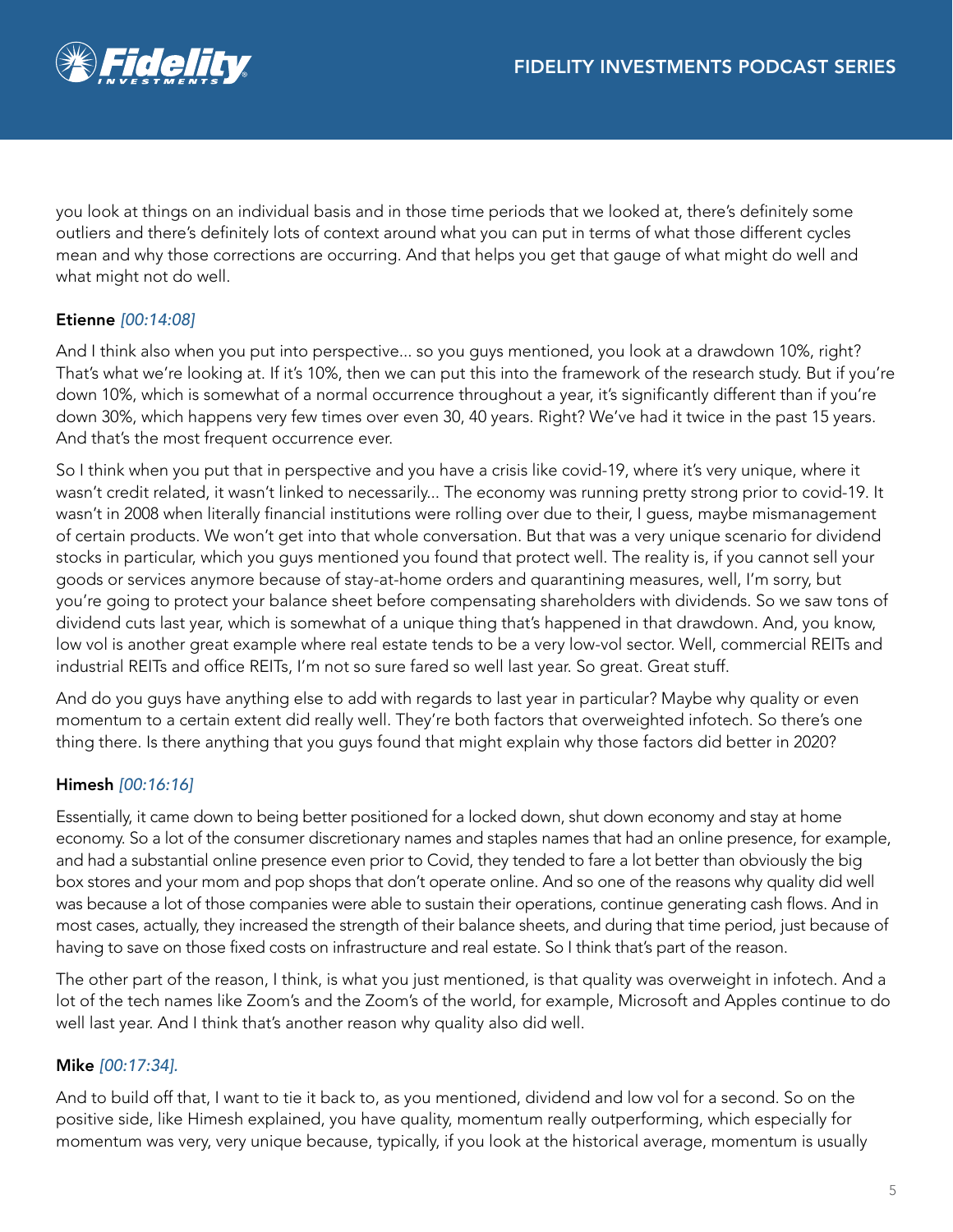you look at things on an individual basis and in those time periods that we looked at, there's definitely some outliers and there's definitely lots of context around what you can put in terms of what those different cycles mean and why those corrections are occurring. And that helps you get that gauge of what might do well and what might not do well.

**Etienne** *[00:14:08]*

And I think also when you put into perspective... so you guys mentioned, you look at a drawdown 10%, right? That's what we're looking at. If it's 10%, then we can put this into the framework of the research study. But if you're down 10%, which is somewhat of a normal occurrence throughout a year, it's significantly different than if you're down 30%, which happens very few times over even 30, 40 years. Right? We've had it twice in the past 15 years. And that's the most frequent occurrence ever.

So I think when you put that in perspective and you have a crisis like covid-19, where it's very unique, where it wasn't credit related, it wasn't linked to necessarily... The economy was running pretty strong prior to covid-19. It wasn't in 2008 when literally financial institutions were rolling over due to their, I guess, maybe mismanagement of certain products. We won't get into that whole conversation. But that was a very unique scenario for dividend stocks in particular, which you guys mentioned you found that protect well. The reality is, if you cannot sell your goods or services anymore because of stay-at-home orders and quarantining measures, well, I'm sorry, but you're going to protect your balance sheet before compensating shareholders with dividends. So we saw tons of dividend cuts last year, which is somewhat of a unique thing that's happened in that drawdown. And, you know, low vol is another great example where real estate tends to be a very low-vol sector. Well, commercial REITs and industrial REITs and office REITs, I'm not so sure fared so well last year. So great. Great stuff.

And do you guys have anything else to add with regards to last year in particular? Maybe why quality or even momentum to a certain extent did really well. They're both factors that overweighted infotech. So there's one thing there. Is there anything that you guys found that might explain why those factors did better in 2020?

**Himesh** *[00:16:16]*

Essentially, it came down to being better positioned for a locked down, shut down economy and stay at home economy. So a lot of the consumer discretionary names and staples names that had an online presence, for example, and had a substantial online presence even prior to Covid, they tended to fare a lot better than obviously the big box stores and your mom and pop shops that don't operate online. And so one of the reasons why quality did well was because a lot of those companies were able to sustain their operations, continue generating cash flows. And in most cases, actually, they increased the strength of their balance sheets, and during that time period, just because of having to save on those fixed costs on infrastructure and real estate. So I think that's part of the reason.

The other part of the reason, I think, is what you just mentioned, is that quality was overweight in infotech. And a lot of the tech names like Zoom's and the Zoom's of the world, for example, Microsoft and Apples continue to do well last year. And I think that's another reason why quality also did well.

**Mike** *[00:17:34].*

And to build off that, I want to tie it back to, as you mentioned, dividend and low vol for a second. So on the positive side, like Himesh explained, you have quality, momentum really outperforming, which especially for momentum was very, very unique because, typically, if you look at the historical average, momentum is usually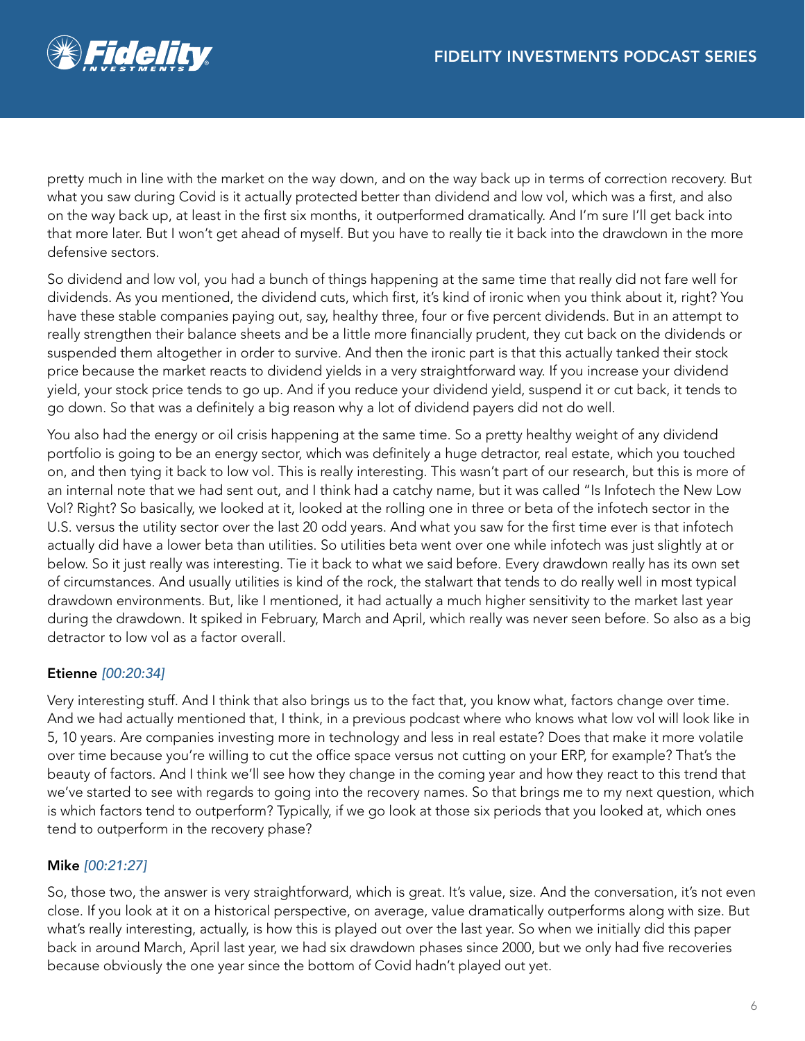pretty much in line with the market on the way down, and on the way back up in terms of correction recovery. But what you saw during Covid is it actually protected better than dividend and low vol, which was a first, and also on the way back up, at least in the first six months, it outperformed dramatically. And I'm sure I'll get back into that more later. But I won't get ahead of myself. But you have to really tie it back into the drawdown in the more defensive sectors.

So dividend and low vol, you had a bunch of things happening at the same time that really did not fare well for dividends. As you mentioned, the dividend cuts, which first, it's kind of ironic when you think about it, right? You have these stable companies paying out, say, healthy three, four or five percent dividends. But in an attempt to really strengthen their balance sheets and be a little more financially prudent, they cut back on the dividends or suspended them altogether in order to survive. And then the ironic part is that this actually tanked their stock price because the market reacts to dividend yields in a very straightforward way. If you increase your dividend yield, your stock price tends to go up. And if you reduce your dividend yield, suspend it or cut back, it tends to go down. So that was a definitely a big reason why a lot of dividend payers did not do well.

You also had the energy or oil crisis happening at the same time. So a pretty healthy weight of any dividend portfolio is going to be an energy sector, which was definitely a huge detractor, real estate, which you touched on, and then tying it back to low vol. This is really interesting. This wasn't part of our research, but this is more of an internal note that we had sent out, and I think had a catchy name, but it was called "Is Infotech the New Low Vol? Right? So basically, we looked at it, looked at the rolling one in three or beta of the infotech sector in the U.S. versus the utility sector over the last 20 odd years. And what you saw for the first time ever is that infotech actually did have a lower beta than utilities. So utilities beta went over one while infotech was just slightly at or below. So it just really was interesting. Tie it back to what we said before. Every drawdown really has its own set of circumstances. And usually utilities is kind of the rock, the stalwart that tends to do really well in most typical drawdown environments. But, like I mentioned, it had actually a much higher sensitivity to the market last year during the drawdown. It spiked in February, March and April, which really was never seen before. So also as a big detractor to low vol as a factor overall.

**Etienne** *[00:20:34]*

Very interesting stuff. And I think that also brings us to the fact that, you know what, factors change over time. And we had actually mentioned that, I think, in a previous podcast where who knows what low vol will look like in 5, 10 years. Are companies investing more in technology and less in real estate? Does that make it more volatile over time because you're willing to cut the office space versus not cutting on your ERP, for example? That's the beauty of factors. And I think we'll see how they change in the coming year and how they react to this trend that we've started to see with regards to going into the recovery names. So that brings me to my next question, which is which factors tend to outperform? Typically, if we go look at those six periods that you looked at, which ones tend to outperform in the recovery phase?

**Mike** *[00:21:27]*

So, those two, the answer is very straightforward, which is great. It's value, size. And the conversation, it's not even close. If you look at it on a historical perspective, on average, value dramatically outperforms along with size. But what's really interesting, actually, is how this is played out over the last year. So when we initially did this paper back in around March, April last year, we had six drawdown phases since 2000, but we only had five recoveries because obviously the one year since the bottom of Covid hadn't played out yet.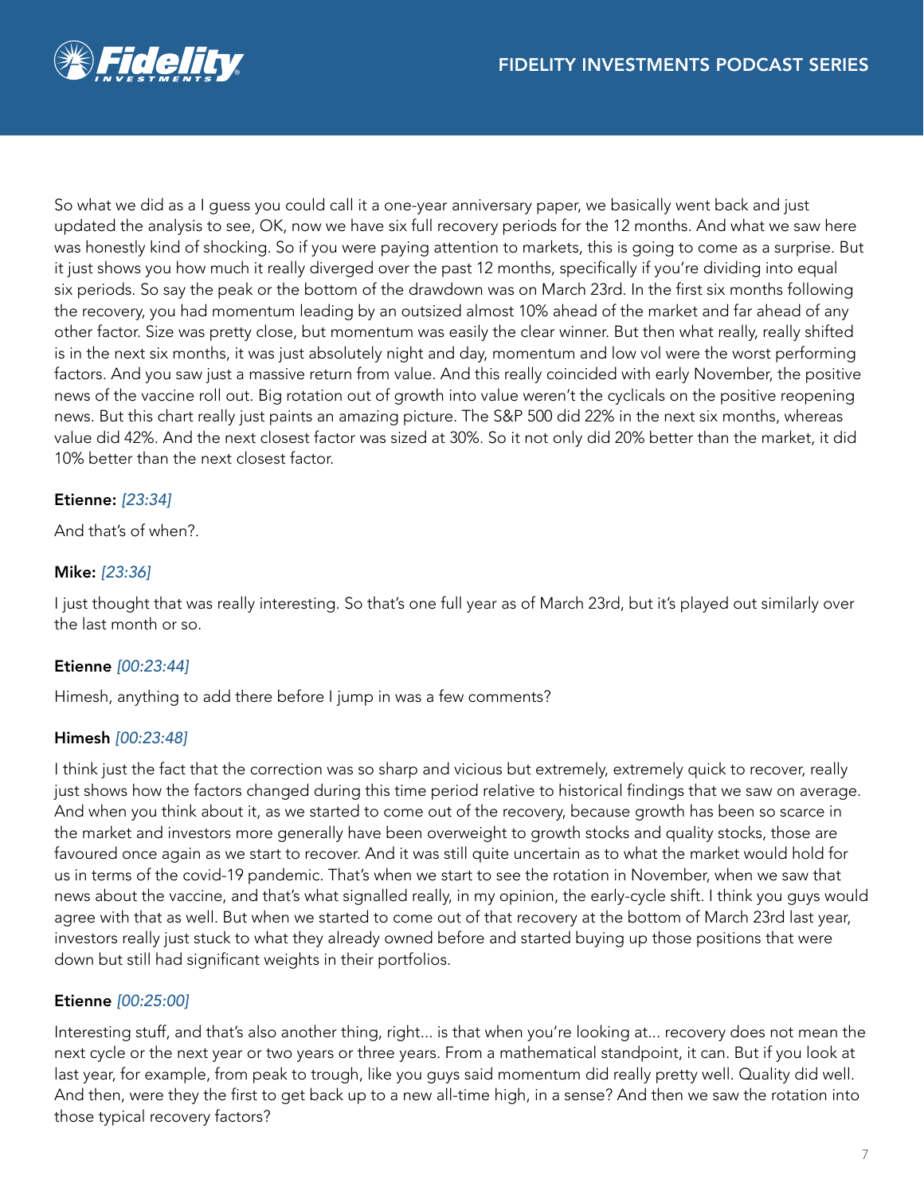So what we did as a I guess you could call it a one-year anniversary paper, we basically went back and just updated the analysis to see, OK, now we have six full recovery periods for the 12 months. And what we saw here was honestly kind of shocking. So if you were paying attention to markets, this is going to come as a surprise. But it just shows you how much it really diverged over the past 12 months, specifically if you're dividing into equal six periods. So say the peak or the bottom of the drawdown was on March 23rd. In the first six months following the recovery, you had momentum leading by an outsized almost 10% ahead of the market and far ahead of any other factor. Size was pretty close, but momentum was easily the clear winner. But then what really, really shifted is in the next six months, it was just absolutely night and day, momentum and low vol were the worst performing factors. And you saw just a massive return from value. And this really coincided with early November, the positive news of the vaccine roll out. Big rotation out of growth into value weren't the cyclicals on the positive reopening news. But this chart really just paints an amazing picture. The S&P 500 did 22% in the next six months, whereas value did 42%. And the next closest factor was sized at 30%. So it not only did 20% better than the market, it did 10% better than the next closest factor.

**Etienne:** *[23:34]*

And that's of when?.

**Mike:** *[23:36]*

I just thought that was really interesting. So that's one full year as of March 23rd, but it's played out similarly over the last month or so.

**Etienne** *[00:23:44]*

Himesh, anything to add there before I jump in was a few comments?

**Himesh** *[00:23:48]*

I think just the fact that the correction was so sharp and vicious but extremely, extremely quick to recover, really just shows how the factors changed during this time period relative to historical findings that we saw on average. And when you think about it, as we started to come out of the recovery, because growth has been so scarce in the market and investors more generally have been overweight to growth stocks and quality stocks, those are favoured once again as we start to recover. And it was still quite uncertain as to what the market would hold for us in terms of the covid-19 pandemic. That's when we start to see the rotation in November, when we saw that news about the vaccine, and that's what signalled really, in my opinion, the early-cycle shift. I think you guys would agree with that as well. But when we started to come out of that recovery at the bottom of March 23rd last year, investors really just stuck to what they already owned before and started buying up those positions that were down but still had significant weights in their portfolios.

**Etienne** *[00:25:00]*

Interesting stuff, and that's also another thing, right... is that when you're looking at... recovery does not mean the next cycle or the next year or two years or three years. From a mathematical standpoint, it can. But if you look at last year, for example, from peak to trough, like you guys said momentum did really pretty well. Quality did well. And then, were they the first to get back up to a new all-time high, in a sense? And then we saw the rotation into those typical recovery factors?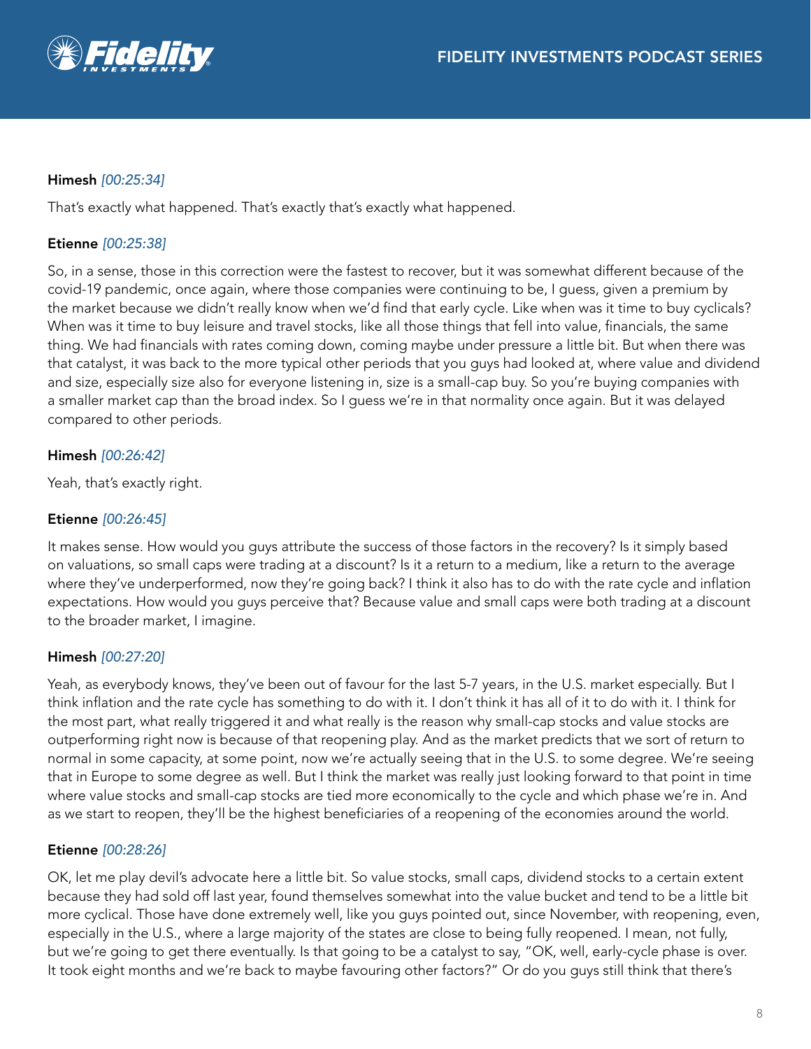**Himesh** *[00:25:34]*

That's exactly what happened. That's exactly that's exactly what happened.

**Etienne** *[00:25:38]*

So, in a sense, those in this correction were the fastest to recover, but it was somewhat different because of the covid-19 pandemic, once again, where those companies were continuing to be, I guess, given a premium by the market because we didn't really know when we'd find that early cycle. Like when was it time to buy cyclicals? When was it time to buy leisure and travel stocks, like all those things that fell into value, financials, the same thing. We had financials with rates coming down, coming maybe under pressure a little bit. But when there was that catalyst, it was back to the more typical other periods that you guys had looked at, where value and dividend and size, especially size also for everyone listening in, size is a small-cap buy. So you're buying companies with a smaller market cap than the broad index. So I guess we're in that normality once again. But it was delayed compared to other periods.

**Himesh** *[00:26:42]*

Yeah, that's exactly right.

**Etienne** *[00:26:45]*

It makes sense. How would you guys attribute the success of those factors in the recovery? Is it simply based on valuations, so small caps were trading at a discount? Is it a return to a medium, like a return to the average where they've underperformed, now they're going back? I think it also has to do with the rate cycle and inflation expectations. How would you guys perceive that? Because value and small caps were both trading at a discount to the broader market, I imagine.

**Himesh** *[00:27:20]*

Yeah, as everybody knows, they've been out of favour for the last 5-7 years, in the U.S. market especially. But I think inflation and the rate cycle has something to do with it. I don't think it has all of it to do with it. I think for the most part, what really triggered it and what really is the reason why small-cap stocks and value stocks are outperforming right now is because of that reopening play. And as the market predicts that we sort of return to normal in some capacity, at some point, now we're actually seeing that in the U.S. to some degree. We're seeing that in Europe to some degree as well. But I think the market was really just looking forward to that point in time where value stocks and small-cap stocks are tied more economically to the cycle and which phase we're in. And as we start to reopen, they'll be the highest beneficiaries of a reopening of the economies around the world.

**Etienne** *[00:28:26]*

OK, let me play devil's advocate here a little bit. So value stocks, small caps, dividend stocks to a certain extent because they had sold off last year, found themselves somewhat into the value bucket and tend to be a little bit more cyclical. Those have done extremely well, like you guys pointed out, since November, with reopening, even, especially in the U.S., where a large majority of the states are close to being fully reopened. I mean, not fully, but we're going to get there eventually. Is that going to be a catalyst to say, "OK, well, early-cycle phase is over. It took eight months and we're back to maybe favouring other factors?" Or do you guys still think that there's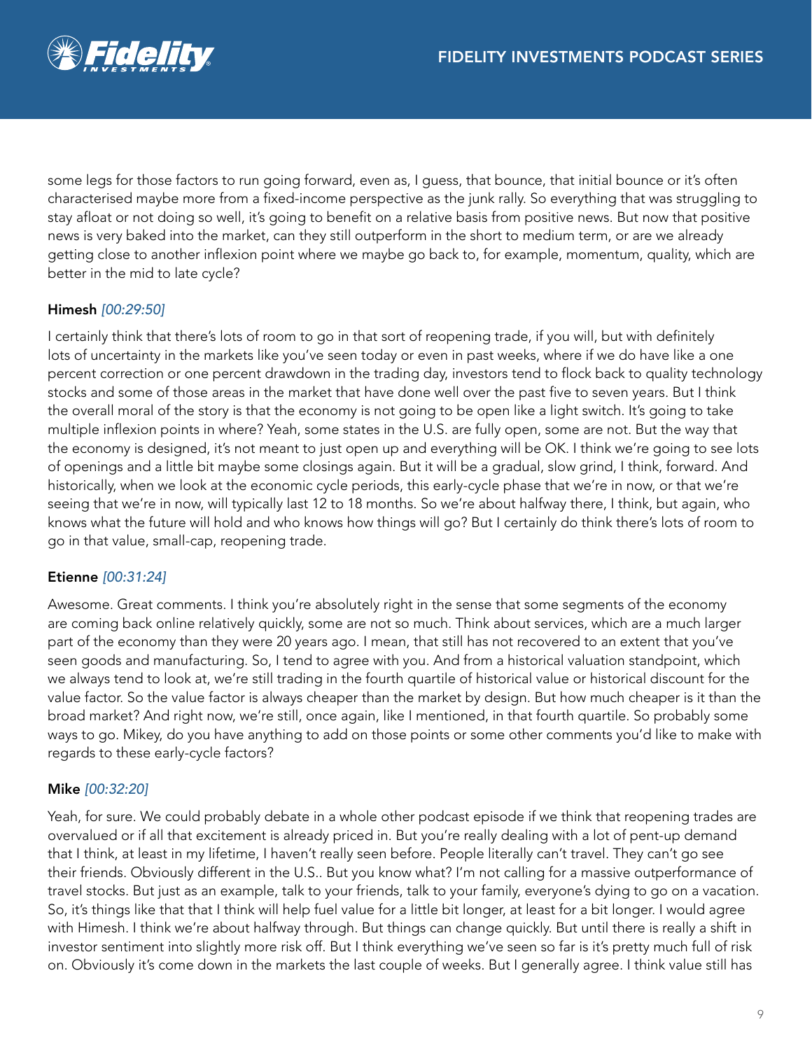some legs for those factors to run going forward, even as, I guess, that bounce, that initial bounce or it's often characterised maybe more from a fixed-income perspective as the junk rally. So everything that was struggling to stay afloat or not doing so well, it's going to benefit on a relative basis from positive news. But now that positive news is very baked into the market, can they still outperform in the short to medium term, or are we already getting close to another inflexion point where we maybe go back to, for example, momentum, quality, which are better in the mid to late cycle?

**Himesh** *[00:29:50]*

I certainly think that there's lots of room to go in that sort of reopening trade, if you will, but with definitely lots of uncertainty in the markets like you've seen today or even in past weeks, where if we do have like a one percent correction or one percent drawdown in the trading day, investors tend to flock back to quality technology stocks and some of those areas in the market that have done well over the past five to seven years. But I think the overall moral of the story is that the economy is not going to be open like a light switch. It's going to take multiple inflexion points in where? Yeah, some states in the U.S. are fully open, some are not. But the way that the economy is designed, it's not meant to just open up and everything will be OK. I think we're going to see lots of openings and a little bit maybe some closings again. But it will be a gradual, slow grind, I think, forward. And historically, when we look at the economic cycle periods, this early-cycle phase that we're in now, or that we're seeing that we're in now, will typically last 12 to 18 months. So we're about halfway there, I think, but again, who knows what the future will hold and who knows how things will go? But I certainly do think there's lots of room to go in that value, small-cap, reopening trade.

**Etienne** *[00:31:24]*

Awesome. Great comments. I think you're absolutely right in the sense that some segments of the economy are coming back online relatively quickly, some are not so much. Think about services, which are a much larger part of the economy than they were 20 years ago. I mean, that still has not recovered to an extent that you've seen goods and manufacturing. So, I tend to agree with you. And from a historical valuation standpoint, which we always tend to look at, we're still trading in the fourth quartile of historical value or historical discount for the value factor. So the value factor is always cheaper than the market by design. But how much cheaper is it than the broad market? And right now, we're still, once again, like I mentioned, in that fourth quartile. So probably some ways to go. Mikey, do you have anything to add on those points or some other comments you'd like to make with regards to these early-cycle factors?

**Mike** *[00:32:20]*

Yeah, for sure. We could probably debate in a whole other podcast episode if we think that reopening trades are overvalued or if all that excitement is already priced in. But you're really dealing with a lot of pent-up demand that I think, at least in my lifetime, I haven't really seen before. People literally can't travel. They can't go see their friends. Obviously different in the U.S.. But you know what? I'm not calling for a massive outperformance of travel stocks. But just as an example, talk to your friends, talk to your family, everyone's dying to go on a vacation. So, it's things like that that I think will help fuel value for a little bit longer, at least for a bit longer. I would agree with Himesh. I think we're about halfway through. But things can change quickly. But until there is really a shift in investor sentiment into slightly more risk off. But I think everything we've seen so far is it's pretty much full of risk on. Obviously it's come down in the markets the last couple of weeks. But I generally agree. I think value still has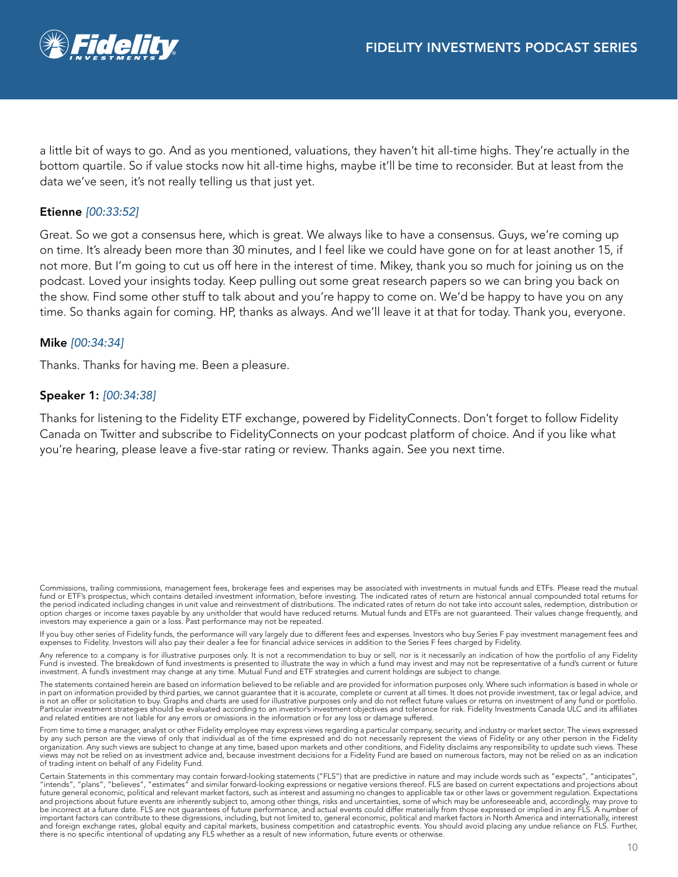a little bit of ways to go. And as you mentioned, valuations, they haven't hit all-time highs. They're actually in the bottom quartile. So if value stocks now hit all-time highs, maybe it'll be time to reconsider. But at least from the data we've seen, it's not really telling us that just yet.

**Etienne** *[00:33:52]*

Great. So we got a consensus here, which is great. We always like to have a consensus. Guys, we're coming up on time. It's already been more than 30 minutes, and I feel like we could have gone on for at least another 15, if not more. But I'm going to cut us off here in the interest of time. Mikey, thank you so much for joining us on the podcast. Loved your insights today. Keep pulling out some great research papers so we can bring you back on the show. Find some other stuff to talk about and you're happy to come on. We'd be happy to have you on any time. So thanks again for coming. HP, thanks as always. And we'll leave it at that for today. Thank you, everyone.

**Mike** *[00:34:34]*

Thanks. Thanks for having me. Been a pleasure.

**Speaker 1:** *[00:34:38]*

Thanks for listening to the Fidelity ETF exchange, powered by FidelityConnects. Don't forget to follow Fidelity Canada on Twitter and subscribe to FidelityConnects on your podcast platform of choice. And if you like what you're hearing, please leave a five-star rating or review. Thanks again. See you next time.

Commissions, trailing commissions, management fees, brokerage fees and expenses may be associated with investments in mutual funds and ETFs. Please read the mutual fund or ETF's prospectus, which contains detailed investment information, before investing. The indicated rates of return are historical annual compounded total returns for the period indicated including changes in unit value and reinvestment of distributions. The indicated rates of return do not take into account sales, redemption, distribution or option charges or income taxes payable by any unitholder that would have reduced returns. Mutual funds and ETFs are not guaranteed. Their values change frequently, and investors may experience a gain or a loss. Past performance may not be repeated.

If you buy other series of Fidelity funds, the performance will vary largely due to different fees and expenses. Investors who buy Series F pay investment management fees and expenses to Fidelity. Investors will also pay their dealer a fee for financial advice services in addition to the Series F fees charged by Fidelity.

Any reference to a company is for illustrative purposes only. It is not a recommendation to buy or sell, nor is it necessarily an indication of how the portfolio of any Fidelity Fund is invested. The breakdown of fund investments is presented to illustrate the way in which a fund may invest and may not be representative of a fund's current or future investment. A fund's investment may change at any time. Mutual Fund and ETF strategies and current holdings are subject to change.

The statements contained herein are based on information believed to be reliable and are provided for information purposes only. Where such information is based in whole or in part on information provided by third parties, we cannot guarantee that it is accurate, complete or current at all times. It does not provide investment, tax or legal advice, and is not an offer or solicitation to buy. Graphs and charts are used for illustrative purposes only and do not reflect future values or returns on investment of any fund or portfolio. Particular investment strategies should be evaluated according to an investor's investment objectives and tolerance for risk. Fidelity Investments Canada ULC and its affiliates and related entities are not liable for any errors or omissions in the information or for any loss or damage suffered.

From time to time a manager, analyst or other Fidelity employee may express views regarding a particular company, security, and industry or market sector. The views expressed by any such person are the views of only that individual as of the time expressed and do not necessarily represent the views of Fidelity or any other person in the Fidelity organization. Any such views are subject to change at any time, based upon markets and other conditions, and Fidelity disclaims any responsibility to update such views. These views may not be relied on as investment advice and, because investment decisions for a Fidelity Fund are based on numerous factors, may not be relied on as an indication of trading intent on behalf of any Fidelity Fund.

Certain Statements in this commentary may contain forward-looking statements ("FLS") that are predictive in nature and may include words such as "expects", "anticipates", "intends", "plans", "believes", "estimates" and similar forward-looking expressions or negative versions thereof. FLS are based on current expectations and projections about future general economic, political and relevant market factors, such as interest and assuming no changes to applicable tax or other laws or government regulation. Expectations and projections about future events are inherently subject to, among other things, risks and uncertainties, some of which may be unforeseeable and, accordingly, may prove to be incorrect at a future date. FLS are not guarantees of future performance, and actual events could differ materially from those expressed or implied in any FLS. A number of important factors can contribute to these digressions, including, but not limited to, general economic, political and market factors in North America and internationally, interest and foreign exchange rates, global equity and capital markets, business competition and catastrophic events. You should avoid placing any undue reliance on FLS. Further, there is no specific intentional of updating any FLS whether as a result of new information, future events or otherwise.